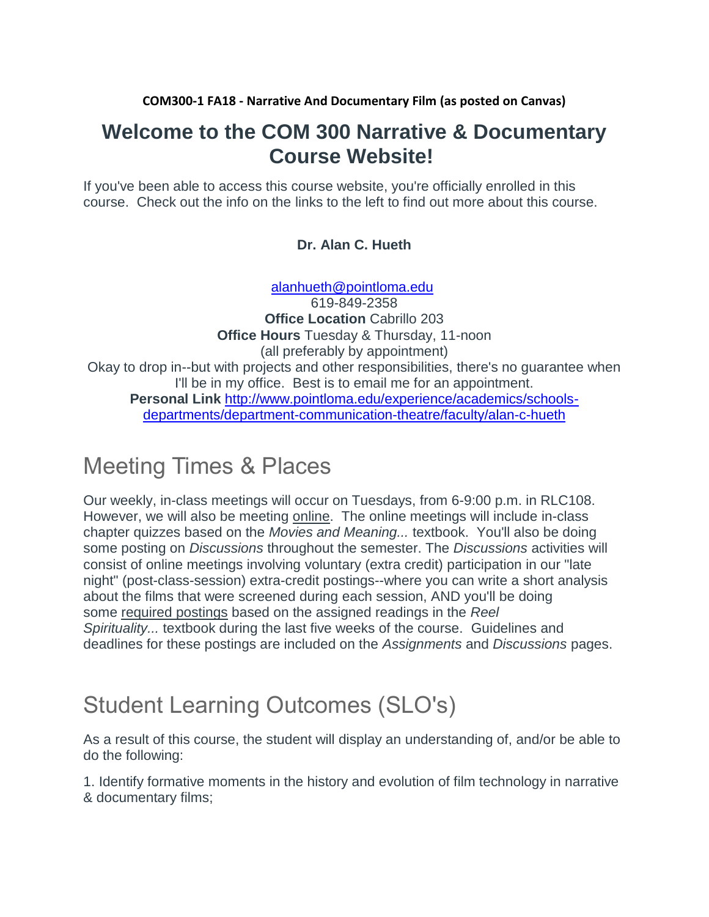**COM300-1 FA18 - Narrative And Documentary Film (as posted on Canvas)**

# Welcome to the COM 300 Narrative & Documentary Course Website!

If you've been able to access this course website, you're officially enrolled in this course. Check out the info on the links to the left to find out more about this course.

**Dr. Alan C. Hueth**

[alanhueth@pointloma.edu](mailto:alanhueth@pointloma.edu)
619-849-2358
**Office Location** Cabrillo 203
**Office Hours** Tuesday & Thursday, 11-noon
(all preferably by appointment)
Okay to drop in--but with projects and other responsibilities, there's no guarantee when I'll be in my office. Best is to email me for an appointment.
**Personal Link** [http://www.pointloma.edu/experience/academics/schools-departments/department-communication-theatre/faculty/alan-c-hueth](http://www.pointloma.edu/experience/academics/schools-departments/department-communication-theatre/faculty/alan-c-hueth)

## Meeting Times & Places

Our weekly, in-class meetings will occur on Tuesdays, from 6-9:00 p.m. in RLC108. However, we will also be meeting online. The online meetings will include in-class chapter quizzes based on the *Movies and Meaning...* textbook. You'll also be doing some posting on *Discussions* throughout the semester. The *Discussions* activities will consist of online meetings involving voluntary (extra credit) participation in our "late night" (post-class-session) extra-credit postings--where you can write a short analysis about the films that were screened during each session, AND you'll be doing some required postings based on the assigned readings in the *Reel Spirituality...* textbook during the last five weeks of the course. Guidelines and deadlines for these postings are included on the *Assignments* and *Discussions* pages.

## Student Learning Outcomes (SLO's)

As a result of this course, the student will display an understanding of, and/or be able to do the following:

1. Identify formative moments in the history and evolution of film technology in narrative & documentary films;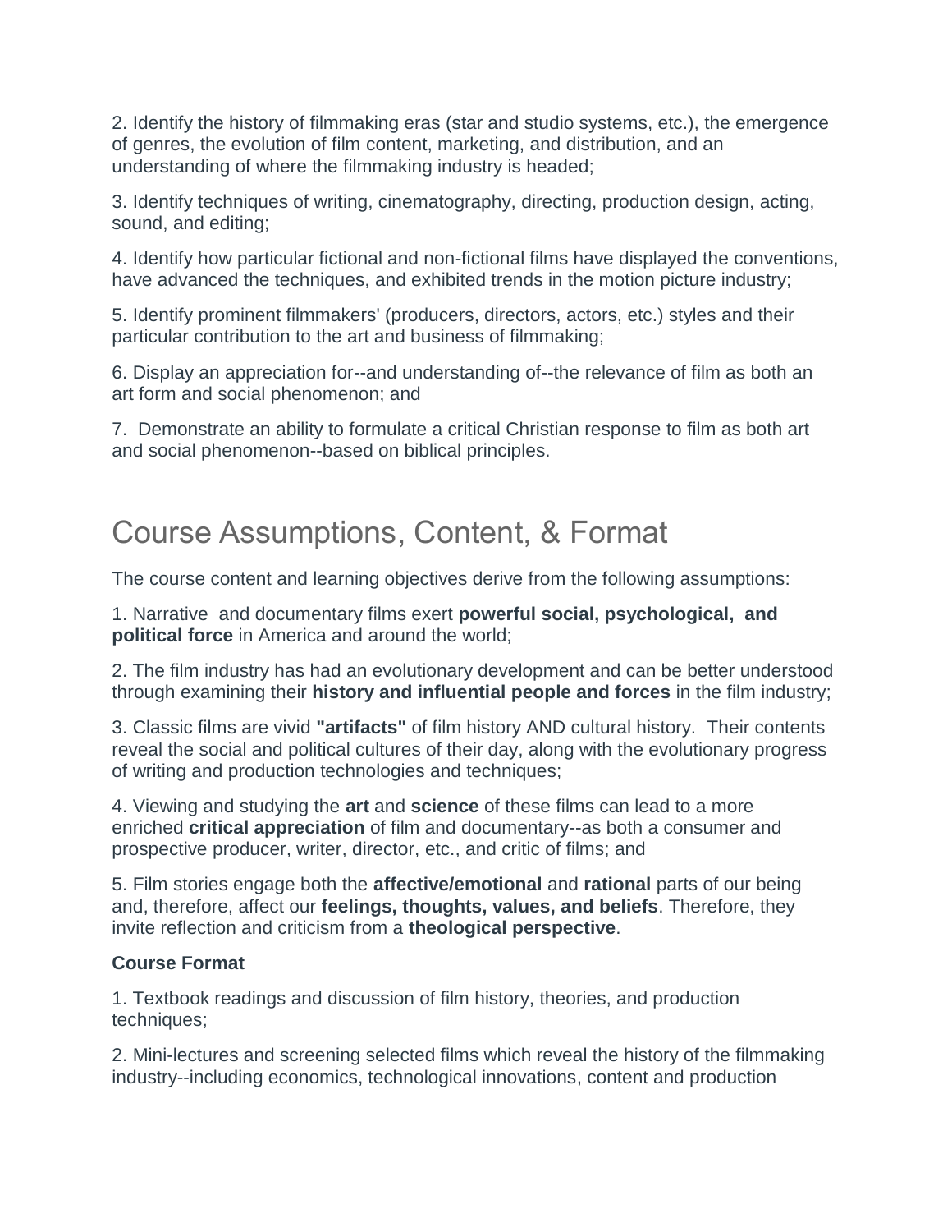2. Identify the history of filmmaking eras (star and studio systems, etc.), the emergence of genres, the evolution of film content, marketing, and distribution, and an understanding of where the filmmaking industry is headed;

3. Identify techniques of writing, cinematography, directing, production design, acting, sound, and editing;

4. Identify how particular fictional and non-fictional films have displayed the conventions, have advanced the techniques, and exhibited trends in the motion picture industry;

5. Identify prominent filmmakers' (producers, directors, actors, etc.) styles and their particular contribution to the art and business of filmmaking;

6. Display an appreciation for--and understanding of--the relevance of film as both an art form and social phenomenon; and

7. Demonstrate an ability to formulate a critical Christian response to film as both art and social phenomenon--based on biblical principles.

## Course Assumptions, Content, & Format

The course content and learning objectives derive from the following assumptions:

1. Narrative and documentary films exert **powerful social, psychological, and political force** in America and around the world;

2. The film industry has had an evolutionary development and can be better understood through examining their **history and influential people and forces** in the film industry;

3. Classic films are vivid **"artifacts"** of film history AND cultural history. Their contents reveal the social and political cultures of their day, along with the evolutionary progress of writing and production technologies and techniques;

4. Viewing and studying the **art** and **science** of these films can lead to a more enriched **critical appreciation** of film and documentary--as both a consumer and prospective producer, writer, director, etc., and critic of films; and

5. Film stories engage both the **affective/emotional** and **rational** parts of our being and, therefore, affect our **feelings, thoughts, values, and beliefs**. Therefore, they invite reflection and criticism from a **theological perspective**.

**Course Format**

1. Textbook readings and discussion of film history, theories, and production techniques;

2. Mini-lectures and screening selected films which reveal the history of the filmmaking industry--including economics, technological innovations, content and production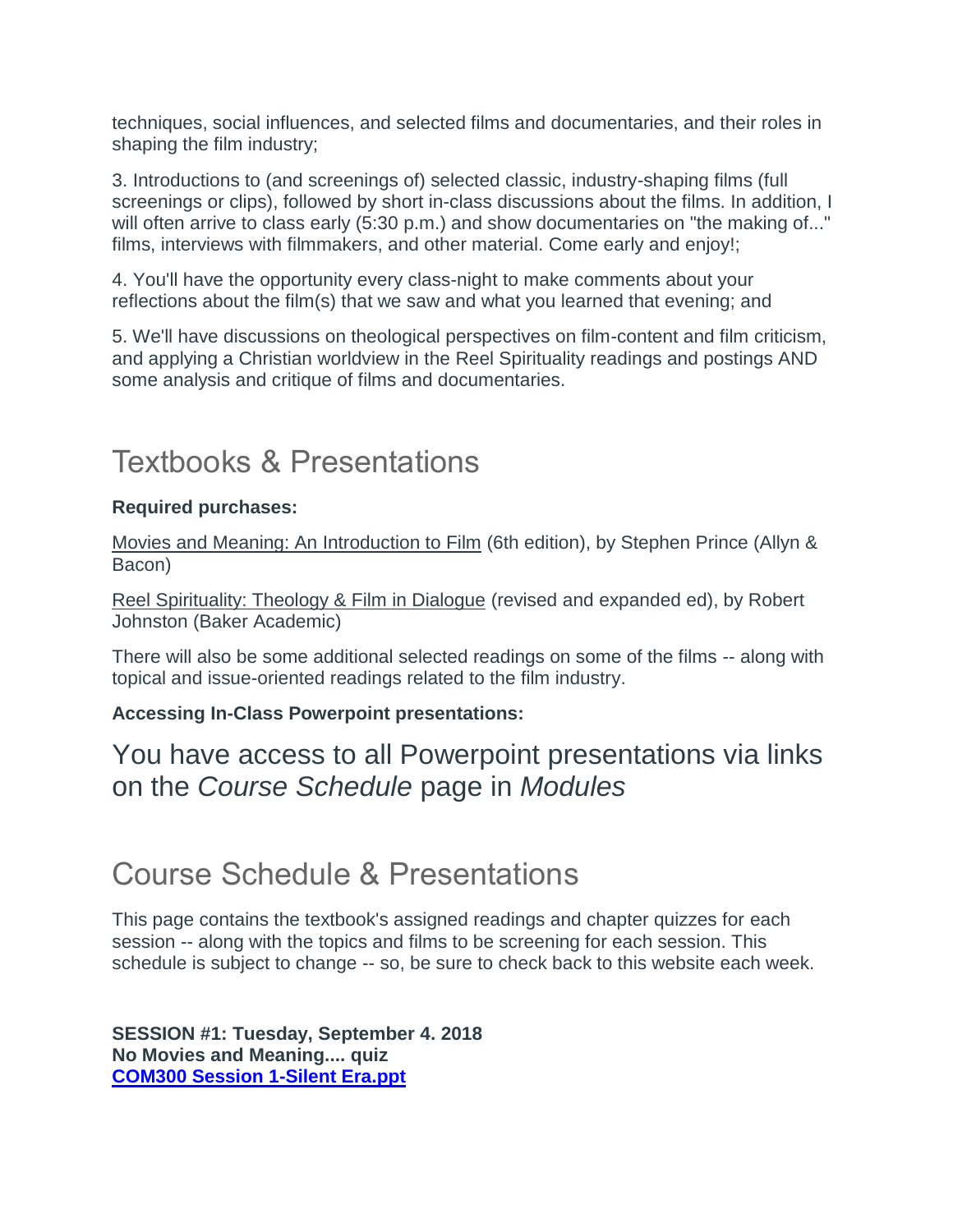techniques, social influences, and selected films and documentaries, and their roles in shaping the film industry;

3. Introductions to (and screenings of) selected classic, industry-shaping films (full screenings or clips), followed by short in-class discussions about the films. In addition, I will often arrive to class early (5:30 p.m.) and show documentaries on "the making of..." films, interviews with filmmakers, and other material. Come early and enjoy!;

4. You'll have the opportunity every class-night to make comments about your reflections about the film(s) that we saw and what you learned that evening; and

5. We'll have discussions on theological perspectives on film-content and film criticism, and applying a Christian worldview in the Reel Spirituality readings and postings AND some analysis and critique of films and documentaries.

## Textbooks & Presentations

**Required purchases:**

Movies and Meaning: An Introduction to Film (6th edition), by Stephen Prince (Allyn & Bacon)

Reel Spirituality: Theology & Film in Dialogue (revised and expanded ed), by Robert Johnston (Baker Academic)

There will also be some additional selected readings on some of the films -- along with topical and issue-oriented readings related to the film industry.

**Accessing In-Class Powerpoint presentations:**

### You have access to all Powerpoint presentations via links on the *Course Schedule* page in *Modules*

## Course Schedule & Presentations

This page contains the textbook's assigned readings and chapter quizzes for each session -- along with the topics and films to be screening for each session. This schedule is subject to change -- so, be sure to check back to this website each week.

**SESSION #1: Tuesday, September 4. 2018**
**No Movies and Meaning.... quiz**
**COM300 Session 1-Silent Era.ppt**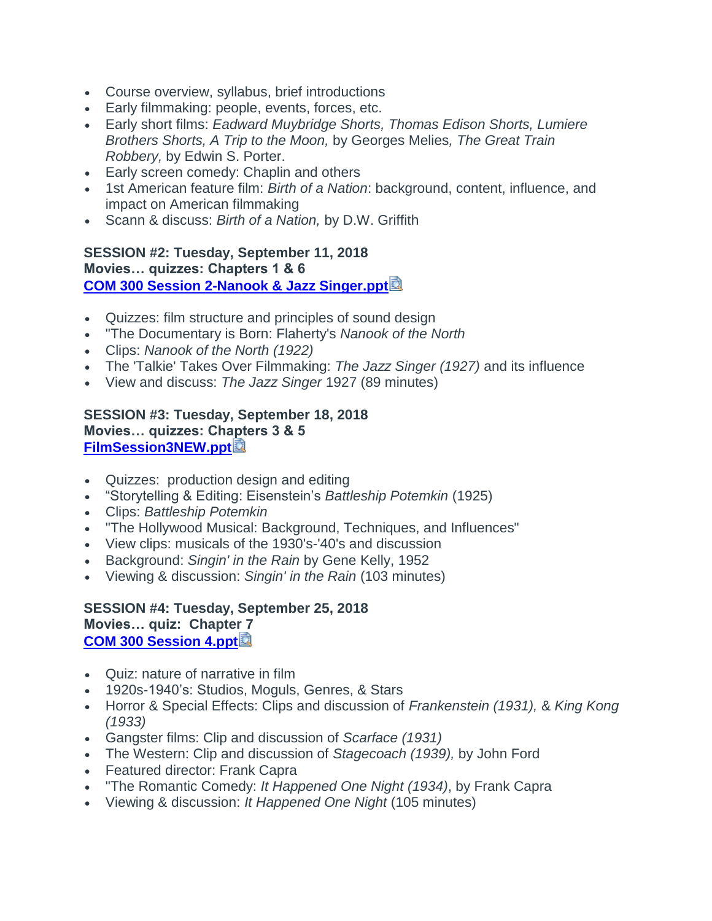- Course overview, syllabus, brief introductions
- Early filmmaking: people, events, forces, etc.
- Early short films: *Eadward Muybridge Shorts, Thomas Edison Shorts, Lumiere Brothers Shorts, A Trip to the Moon,* by Georges Melies*, The Great Train Robbery,* by Edwin S. Porter.
- Early screen comedy: Chaplin and others
- 1st American feature film: *Birth of a Nation*: background, content, influence, and impact on American filmmaking
- Scann & discuss: *Birth of a Nation,* by D.W. Griffith

**SESSION #2: Tuesday, September 11, 2018**
**Movies… quizzes: Chapters 1 & 6**
**[COM 300 Session 2-Nanook & Jazz Singer.ppt]**

- Quizzes: film structure and principles of sound design
- "The Documentary is Born: Flaherty's *Nanook of the North*
- Clips: *Nanook of the North (1922)*
- The 'Talkie' Takes Over Filmmaking: *The Jazz Singer (1927)* and its influence
- View and discuss: *The Jazz Singer* 1927 (89 minutes)

**SESSION #3: Tuesday, September 18, 2018**
**Movies… quizzes: Chapters 3 & 5**
**[FilmSession3NEW.ppt]**

- Quizzes: production design and editing
- "Storytelling & Editing: Eisenstein's *Battleship Potemkin* (1925)
- Clips: *Battleship Potemkin*
- "The Hollywood Musical: Background, Techniques, and Influences"
- View clips: musicals of the 1930's-'40's and discussion
- Background: *Singin' in the Rain* by Gene Kelly, 1952
- Viewing & discussion: *Singin' in the Rain* (103 minutes)

**SESSION #4: Tuesday, September 25, 2018**
**Movies… quiz: Chapter 7**
**[COM 300 Session 4.ppt]**

- Quiz: nature of narrative in film
- 1920s-1940's: Studios, Moguls, Genres, & Stars
- Horror & Special Effects: Clips and discussion of *Frankenstein (1931),* & *King Kong (1933)*
- Gangster films: Clip and discussion of *Scarface (1931)*
- The Western: Clip and discussion of *Stagecoach (1939),* by John Ford
- Featured director: Frank Capra
- "The Romantic Comedy: *It Happened One Night (1934)*, by Frank Capra
- Viewing & discussion: *It Happened One Night* (105 minutes)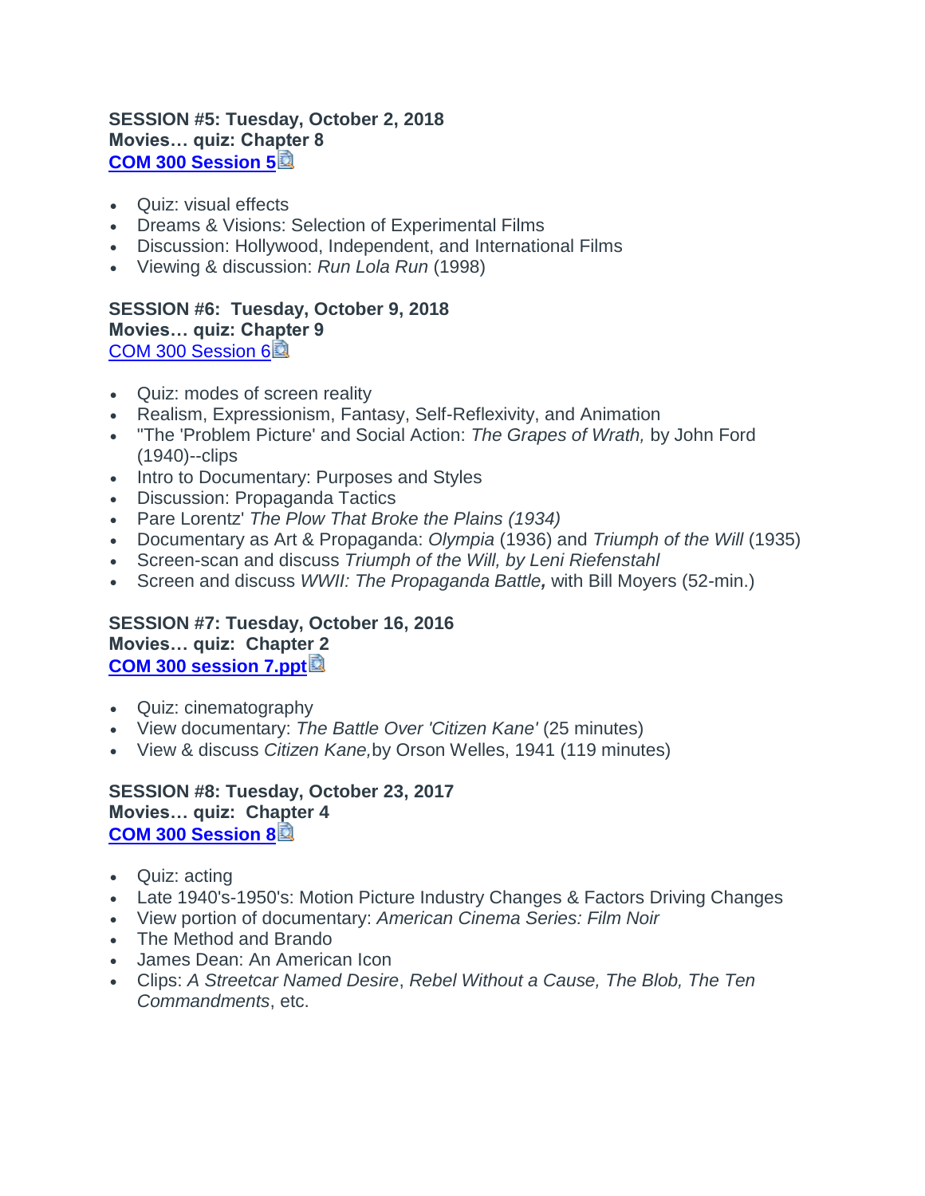**SESSION #5: Tuesday, October 2, 2018**
**Movies… quiz: Chapter 8**
**COM 300 Session 5**

- Quiz: visual effects
- Dreams & Visions: Selection of Experimental Films
- Discussion: Hollywood, Independent, and International Films
- Viewing & discussion: *Run Lola Run* (1998)

**SESSION #6: Tuesday, October 9, 2018**
**Movies… quiz: Chapter 9**
COM 300 Session 6

- Quiz: modes of screen reality
- Realism, Expressionism, Fantasy, Self-Reflexivity, and Animation
- "The 'Problem Picture' and Social Action: *The Grapes of Wrath,* by John Ford (1940)--clips
- Intro to Documentary: Purposes and Styles
- Discussion: Propaganda Tactics
- Pare Lorentz' *The Plow That Broke the Plains (1934)*
- Documentary as Art & Propaganda: *Olympia* (1936) and *Triumph of the Will* (1935)
- Screen-scan and discuss *Triumph of the Will, by Leni Riefenstahl*
- Screen and discuss *WWII: The Propaganda Battle***,** with Bill Moyers (52-min.)

**SESSION #7: Tuesday, October 16, 2016**
**Movies… quiz: Chapter 2**
**COM 300 session 7.ppt**

- Quiz: cinematography
- View documentary: *The Battle Over 'Citizen Kane'* (25 minutes)
- View & discuss *Citizen Kane,* by Orson Welles, 1941 (119 minutes)

**SESSION #8: Tuesday, October 23, 2017**
**Movies… quiz: Chapter 4**
**COM 300 Session 8**

- Quiz: acting
- Late 1940's-1950's: Motion Picture Industry Changes & Factors Driving Changes
- View portion of documentary: *American Cinema Series: Film Noir*
- The Method and Brando
- James Dean: An American Icon
- Clips: *A Streetcar Named Desire*, *Rebel Without a Cause, The Blob, The Ten Commandments*, etc.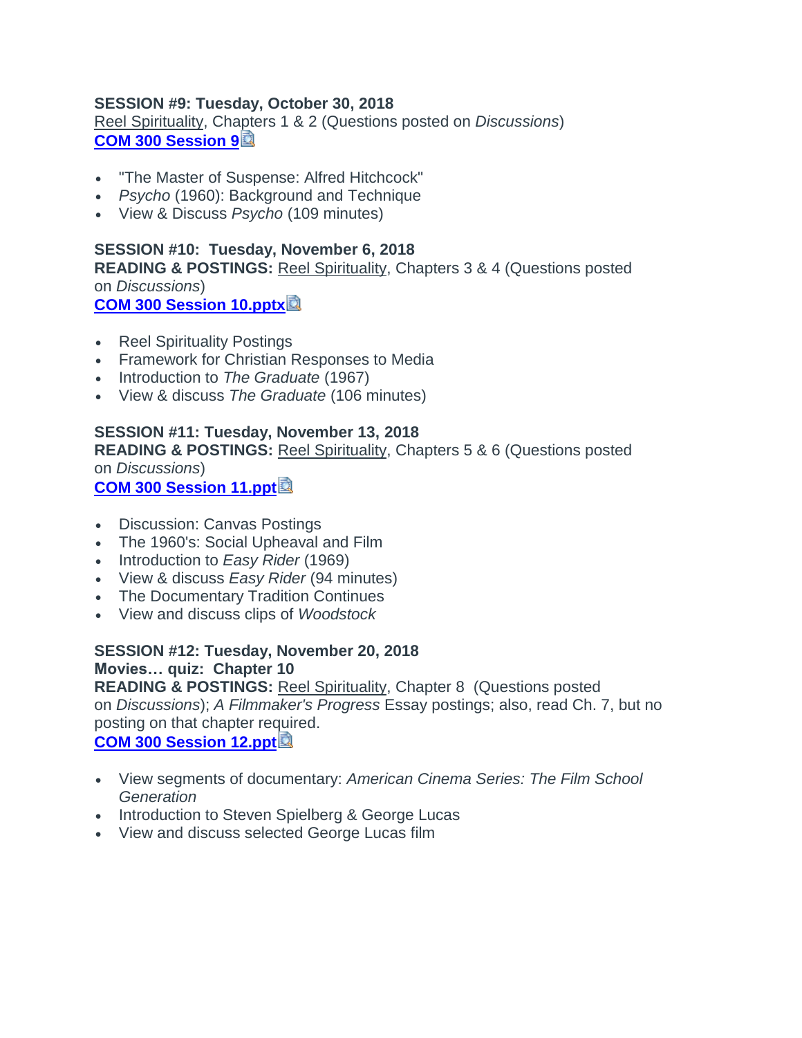**SESSION #9: Tuesday, October 30, 2018**
Reel Spirituality, Chapters 1 & 2 (Questions posted on *Discussions*)
**COM 300 Session 9**

- "The Master of Suspense: Alfred Hitchcock"
- *Psycho* (1960): Background and Technique
- View & Discuss *Psycho* (109 minutes)

**SESSION #10: Tuesday, November 6, 2018**
**READING & POSTINGS:** Reel Spirituality, Chapters 3 & 4 (Questions posted on *Discussions*)
**COM 300 Session 10.pptx**

- Reel Spirituality Postings
- Framework for Christian Responses to Media
- Introduction to *The Graduate* (1967)
- View & discuss *The Graduate* (106 minutes)

**SESSION #11: Tuesday, November 13, 2018**
**READING & POSTINGS:** Reel Spirituality, Chapters 5 & 6 (Questions posted on *Discussions*)
**COM 300 Session 11.ppt**

- Discussion: Canvas Postings
- The 1960's: Social Upheaval and Film
- Introduction to *Easy Rider* (1969)
- View & discuss *Easy Rider* (94 minutes)
- The Documentary Tradition Continues
- View and discuss clips of *Woodstock*

**SESSION #12: Tuesday, November 20, 2018**
**Movies… quiz: Chapter 10**
**READING & POSTINGS:** Reel Spirituality, Chapter 8 (Questions posted on *Discussions*); *A Filmmaker's Progress* Essay postings; also, read Ch. 7, but no posting on that chapter required.
**COM 300 Session 12.ppt**

- View segments of documentary: *American Cinema Series: The Film School Generation*
- Introduction to Steven Spielberg & George Lucas
- View and discuss selected George Lucas film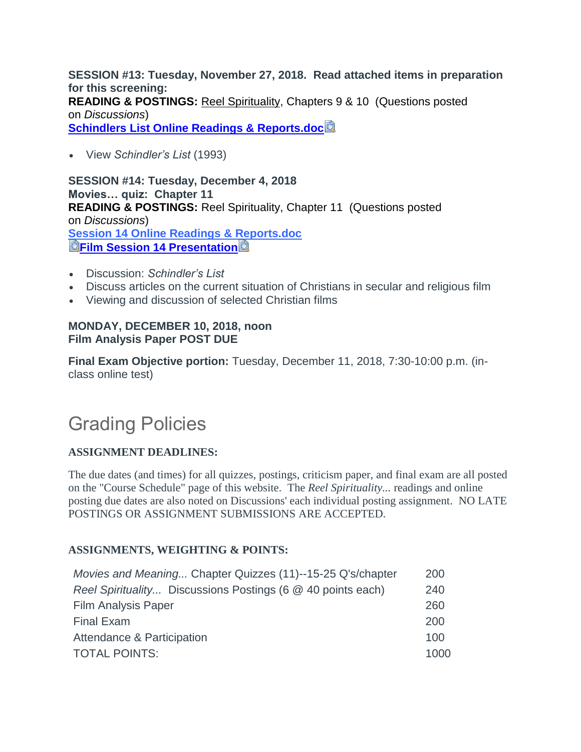**SESSION #13: Tuesday, November 27, 2018. Read attached items in preparation for this screening:**
**READING & POSTINGS:** Reel Spirituality, Chapters 9 & 10 (Questions posted on *Discussions*)
**Schindlers List Online Readings & Reports.doc**

- View *Schindler's List* (1993)

**SESSION #14: Tuesday, December 4, 2018**
**Movies… quiz: Chapter 11**
**READING & POSTINGS:** Reel Spirituality, Chapter 11 (Questions posted on *Discussions*)
**Session 14 Online Readings & Reports.doc**
**Film Session 14 Presentation**

- Discussion: *Schindler's List*
- Discuss articles on the current situation of Christians in secular and religious film
- Viewing and discussion of selected Christian films

**MONDAY, DECEMBER 10, 2018, noon**
**Film Analysis Paper POST DUE**

**Final Exam Objective portion:** Tuesday, December 11, 2018, 7:30-10:00 p.m. (in-class online test)

## Grading Policies

**ASSIGNMENT DEADLINES:**

The due dates (and times) for all quizzes, postings, criticism paper, and final exam are all posted on the "Course Schedule" page of this website. The *Reel Spirituality*... readings and online posting due dates are also noted on Discussions' each individual posting assignment. NO LATE POSTINGS OR ASSIGNMENT SUBMISSIONS ARE ACCEPTED.

**ASSIGNMENTS, WEIGHTING & POINTS:**

| | |
|---|---|
| *Movies and Meaning...* Chapter Quizzes (11)--15-25 Q's/chapter | 200 |
| *Reel Spirituality...* Discussions Postings (6 @ 40 points each) | 240 |
| Film Analysis Paper | 260 |
| Final Exam | 200 |
| Attendance & Participation | 100 |
| TOTAL POINTS: | 1000 |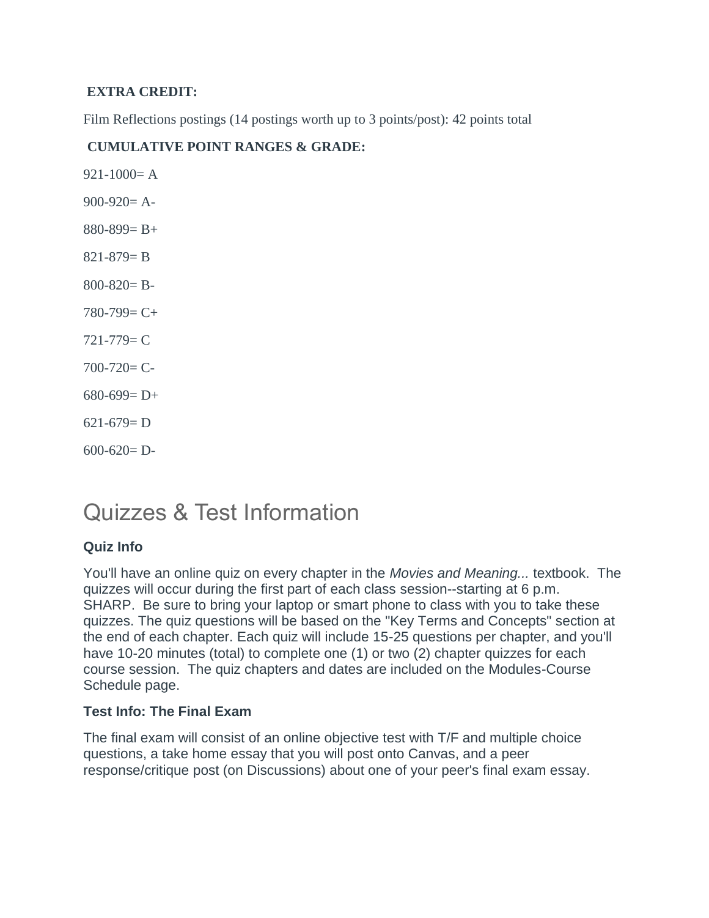**EXTRA CREDIT:**

Film Reflections postings (14 postings worth up to 3 points/post): 42 points total

**CUMULATIVE POINT RANGES & GRADE:**

921-1000= A

900-920= A-

880-899= B+

821-879= B

800-820= B-

780-799= C+

721-779= C

700-720= C-

680-699= D+

621-679= D

600-620= D-

# Quizzes & Test Information

### Quiz Info

You'll have an online quiz on every chapter in the *Movies and Meaning...* textbook. The quizzes will occur during the first part of each class session--starting at 6 p.m. SHARP. Be sure to bring your laptop or smart phone to class with you to take these quizzes. The quiz questions will be based on the "Key Terms and Concepts" section at the end of each chapter. Each quiz will include 15-25 questions per chapter, and you'll have 10-20 minutes (total) to complete one (1) or two (2) chapter quizzes for each course session. The quiz chapters and dates are included on the Modules-Course Schedule page.

### Test Info: The Final Exam

The final exam will consist of an online objective test with T/F and multiple choice questions, a take home essay that you will post onto Canvas, and a peer response/critique post (on Discussions) about one of your peer's final exam essay.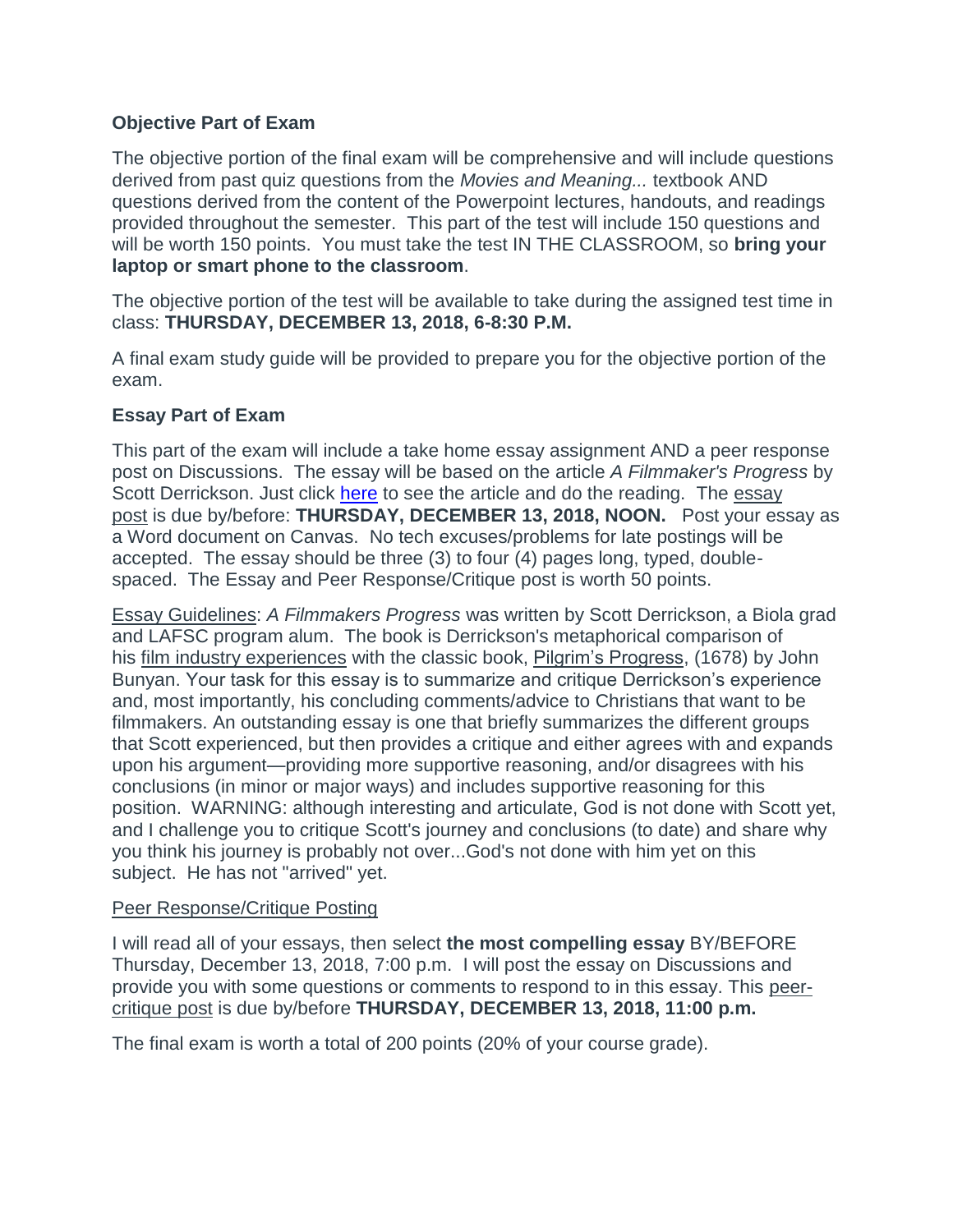**Objective Part of Exam**

The objective portion of the final exam will be comprehensive and will include questions derived from past quiz questions from the *Movies and Meaning...* textbook AND questions derived from the content of the Powerpoint lectures, handouts, and readings provided throughout the semester. This part of the test will include 150 questions and will be worth 150 points. You must take the test IN THE CLASSROOM, so **bring your laptop or smart phone to the classroom**.

The objective portion of the test will be available to take during the assigned test time in class: **THURSDAY, DECEMBER 13, 2018, 6-8:30 P.M.**

A final exam study guide will be provided to prepare you for the objective portion of the exam.

**Essay Part of Exam**

This part of the exam will include a take home essay assignment AND a peer response post on Discussions. The essay will be based on the article *A Filmmaker's Progress* by Scott Derrickson. Just click here to see the article and do the reading. The essay post is due by/before: **THURSDAY, DECEMBER 13, 2018, NOON.** Post your essay as a Word document on Canvas. No tech excuses/problems for late postings will be accepted. The essay should be three (3) to four (4) pages long, typed, double-spaced. The Essay and Peer Response/Critique post is worth 50 points.

Essay Guidelines: *A Filmmakers Progress* was written by Scott Derrickson, a Biola grad and LAFSC program alum. The book is Derrickson's metaphorical comparison of his film industry experiences with the classic book, Pilgrim's Progress, (1678) by John Bunyan. Your task for this essay is to summarize and critique Derrickson's experience and, most importantly, his concluding comments/advice to Christians that want to be filmmakers. An outstanding essay is one that briefly summarizes the different groups that Scott experienced, but then provides a critique and either agrees with and expands upon his argument—providing more supportive reasoning, and/or disagrees with his conclusions (in minor or major ways) and includes supportive reasoning for this position. WARNING: although interesting and articulate, God is not done with Scott yet, and I challenge you to critique Scott's journey and conclusions (to date) and share why you think his journey is probably not over...God's not done with him yet on this subject. He has not "arrived" yet.

Peer Response/Critique Posting

I will read all of your essays, then select **the most compelling essay** BY/BEFORE Thursday, December 13, 2018, 7:00 p.m. I will post the essay on Discussions and provide you with some questions or comments to respond to in this essay. This peer-critique post is due by/before **THURSDAY, DECEMBER 13, 2018, 11:00 p.m.**

The final exam is worth a total of 200 points (20% of your course grade).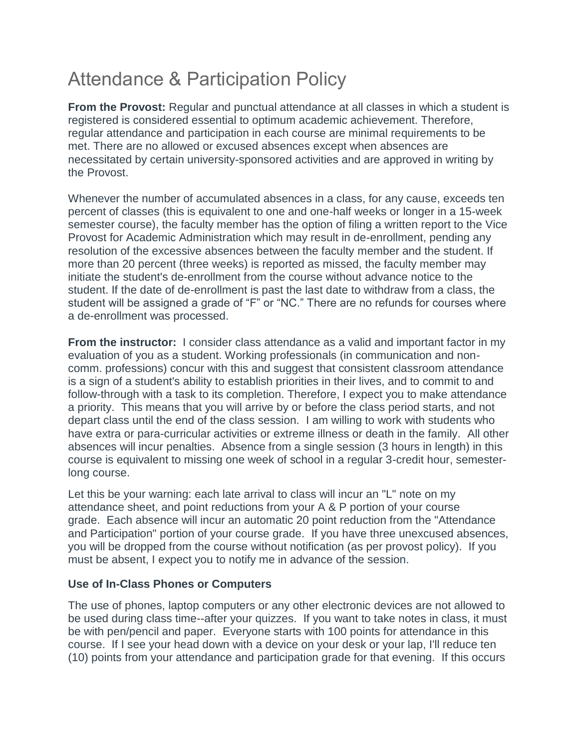# Attendance & Participation Policy

**From the Provost:** Regular and punctual attendance at all classes in which a student is registered is considered essential to optimum academic achievement. Therefore, regular attendance and participation in each course are minimal requirements to be met. There are no allowed or excused absences except when absences are necessitated by certain university-sponsored activities and are approved in writing by the Provost.

Whenever the number of accumulated absences in a class, for any cause, exceeds ten percent of classes (this is equivalent to one and one-half weeks or longer in a 15-week semester course), the faculty member has the option of filing a written report to the Vice Provost for Academic Administration which may result in de-enrollment, pending any resolution of the excessive absences between the faculty member and the student. If more than 20 percent (three weeks) is reported as missed, the faculty member may initiate the student's de-enrollment from the course without advance notice to the student. If the date of de-enrollment is past the last date to withdraw from a class, the student will be assigned a grade of "F" or "NC." There are no refunds for courses where a de-enrollment was processed.

**From the instructor:** I consider class attendance as a valid and important factor in my evaluation of you as a student. Working professionals (in communication and non-comm. professions) concur with this and suggest that consistent classroom attendance is a sign of a student's ability to establish priorities in their lives, and to commit to and follow-through with a task to its completion. Therefore, I expect you to make attendance a priority. This means that you will arrive by or before the class period starts, and not depart class until the end of the class session. I am willing to work with students who have extra or para-curricular activities or extreme illness or death in the family. All other absences will incur penalties. Absence from a single session (3 hours in length) in this course is equivalent to missing one week of school in a regular 3-credit hour, semester-long course.

Let this be your warning: each late arrival to class will incur an "L" note on my attendance sheet, and point reductions from your A & P portion of your course grade. Each absence will incur an automatic 20 point reduction from the "Attendance and Participation" portion of your course grade. If you have three unexcused absences, you will be dropped from the course without notification (as per provost policy). If you must be absent, I expect you to notify me in advance of the session.

### Use of In-Class Phones or Computers

The use of phones, laptop computers or any other electronic devices are not allowed to be used during class time--after your quizzes. If you want to take notes in class, it must be with pen/pencil and paper. Everyone starts with 100 points for attendance in this course. If I see your head down with a device on your desk or your lap, I'll reduce ten (10) points from your attendance and participation grade for that evening. If this occurs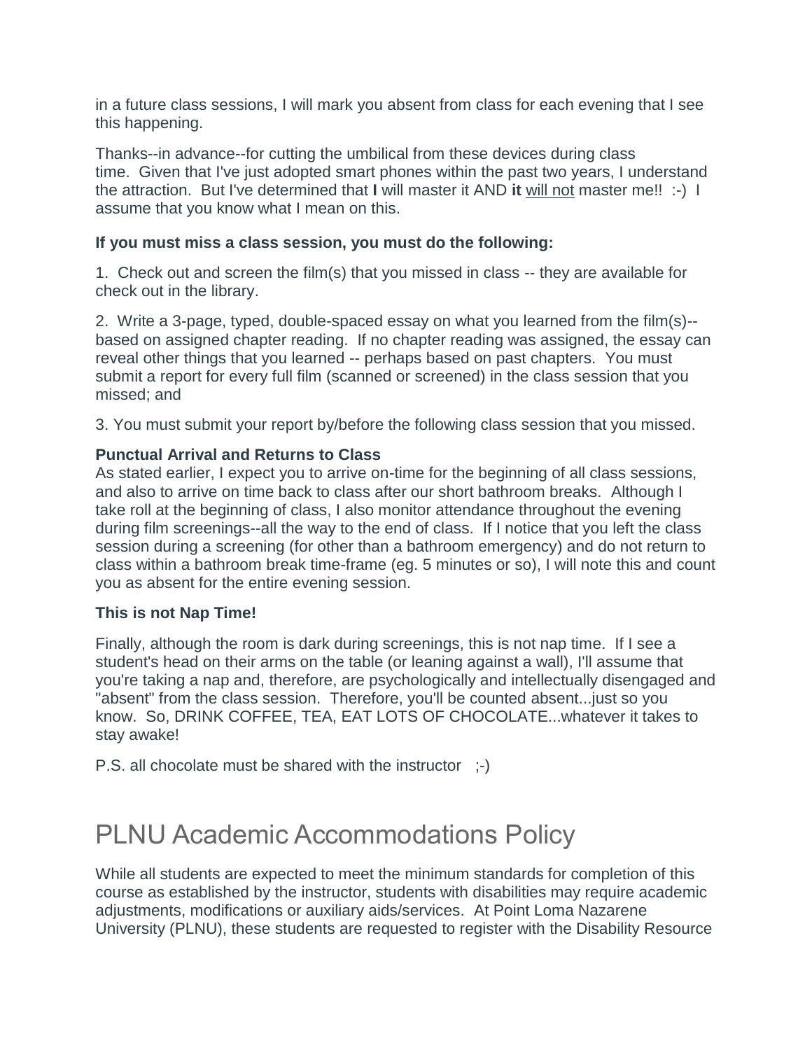in a future class sessions, I will mark you absent from class for each evening that I see this happening.

Thanks--in advance--for cutting the umbilical from these devices during class time.  Given that I've just adopted smart phones within the past two years, I understand the attraction.  But I've determined that **I** will master it AND **it** <u>will not</u> master me!!  :-)  I assume that you know what I mean on this.

**If you must miss a class session, you must do the following:**

1.  Check out and screen the film(s) that you missed in class -- they are available for check out in the library.

2.  Write a 3-page, typed, double-spaced essay on what you learned from the film(s)--based on assigned chapter reading.  If no chapter reading was assigned, the essay can reveal other things that you learned -- perhaps based on past chapters.  You must submit a report for every full film (scanned or screened) in the class session that you missed; and

3. You must submit your report by/before the following class session that you missed.

**Punctual Arrival and Returns to Class**

As stated earlier, I expect you to arrive on-time for the beginning of all class sessions, and also to arrive on time back to class after our short bathroom breaks.  Although I take roll at the beginning of class, I also monitor attendance throughout the evening during film screenings--all the way to the end of class.  If I notice that you left the class session during a screening (for other than a bathroom emergency) and do not return to class within a bathroom break time-frame (eg. 5 minutes or so), I will note this and count you as absent for the entire evening session.

**This is not Nap Time!**

Finally, although the room is dark during screenings, this is not nap time.  If I see a student's head on their arms on the table (or leaning against a wall), I'll assume that you're taking a nap and, therefore, are psychologically and intellectually disengaged and "absent" from the class session.  Therefore, you'll be counted absent...just so you know.  So, DRINK COFFEE, TEA, EAT LOTS OF CHOCOLATE...whatever it takes to stay awake!

P.S. all chocolate must be shared with the instructor   ;-)

# PLNU Academic Accommodations Policy

While all students are expected to meet the minimum standards for completion of this course as established by the instructor, students with disabilities may require academic adjustments, modifications or auxiliary aids/services.  At Point Loma Nazarene University (PLNU), these students are requested to register with the Disability Resource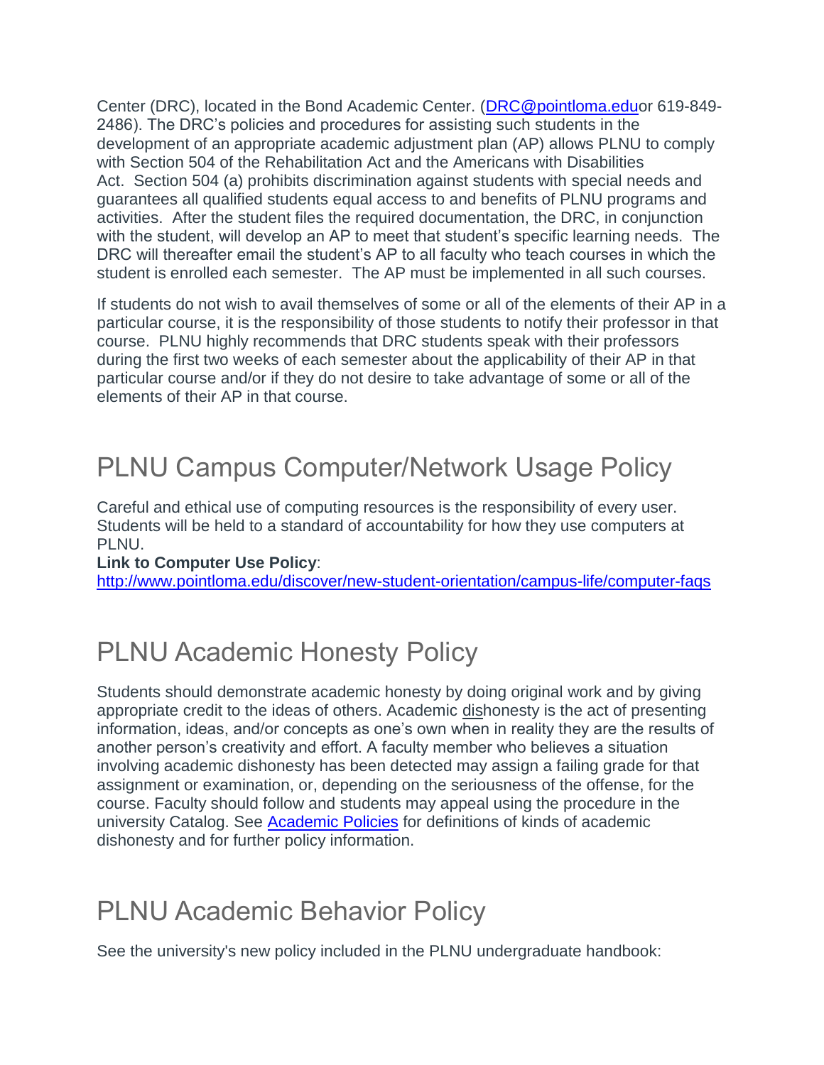Center (DRC), located in the Bond Academic Center. (DRC@pointloma.eduor 619-849-2486). The DRC's policies and procedures for assisting such students in the development of an appropriate academic adjustment plan (AP) allows PLNU to comply with Section 504 of the Rehabilitation Act and the Americans with Disabilities Act. Section 504 (a) prohibits discrimination against students with special needs and guarantees all qualified students equal access to and benefits of PLNU programs and activities. After the student files the required documentation, the DRC, in conjunction with the student, will develop an AP to meet that student's specific learning needs. The DRC will thereafter email the student's AP to all faculty who teach courses in which the student is enrolled each semester. The AP must be implemented in all such courses.

If students do not wish to avail themselves of some or all of the elements of their AP in a particular course, it is the responsibility of those students to notify their professor in that course. PLNU highly recommends that DRC students speak with their professors during the first two weeks of each semester about the applicability of their AP in that particular course and/or if they do not desire to take advantage of some or all of the elements of their AP in that course.

## PLNU Campus Computer/Network Usage Policy

Careful and ethical use of computing resources is the responsibility of every user. Students will be held to a standard of accountability for how they use computers at PLNU.

**Link to Computer Use Policy**:
http://www.pointloma.edu/discover/new-student-orientation/campus-life/computer-faqs

## PLNU Academic Honesty Policy

Students should demonstrate academic honesty by doing original work and by giving appropriate credit to the ideas of others. Academic dishonesty is the act of presenting information, ideas, and/or concepts as one's own when in reality they are the results of another person's creativity and effort. A faculty member who believes a situation involving academic dishonesty has been detected may assign a failing grade for that assignment or examination, or, depending on the seriousness of the offense, for the course. Faculty should follow and students may appeal using the procedure in the university Catalog. See Academic Policies for definitions of kinds of academic dishonesty and for further policy information.

## PLNU Academic Behavior Policy

See the university's new policy included in the PLNU undergraduate handbook: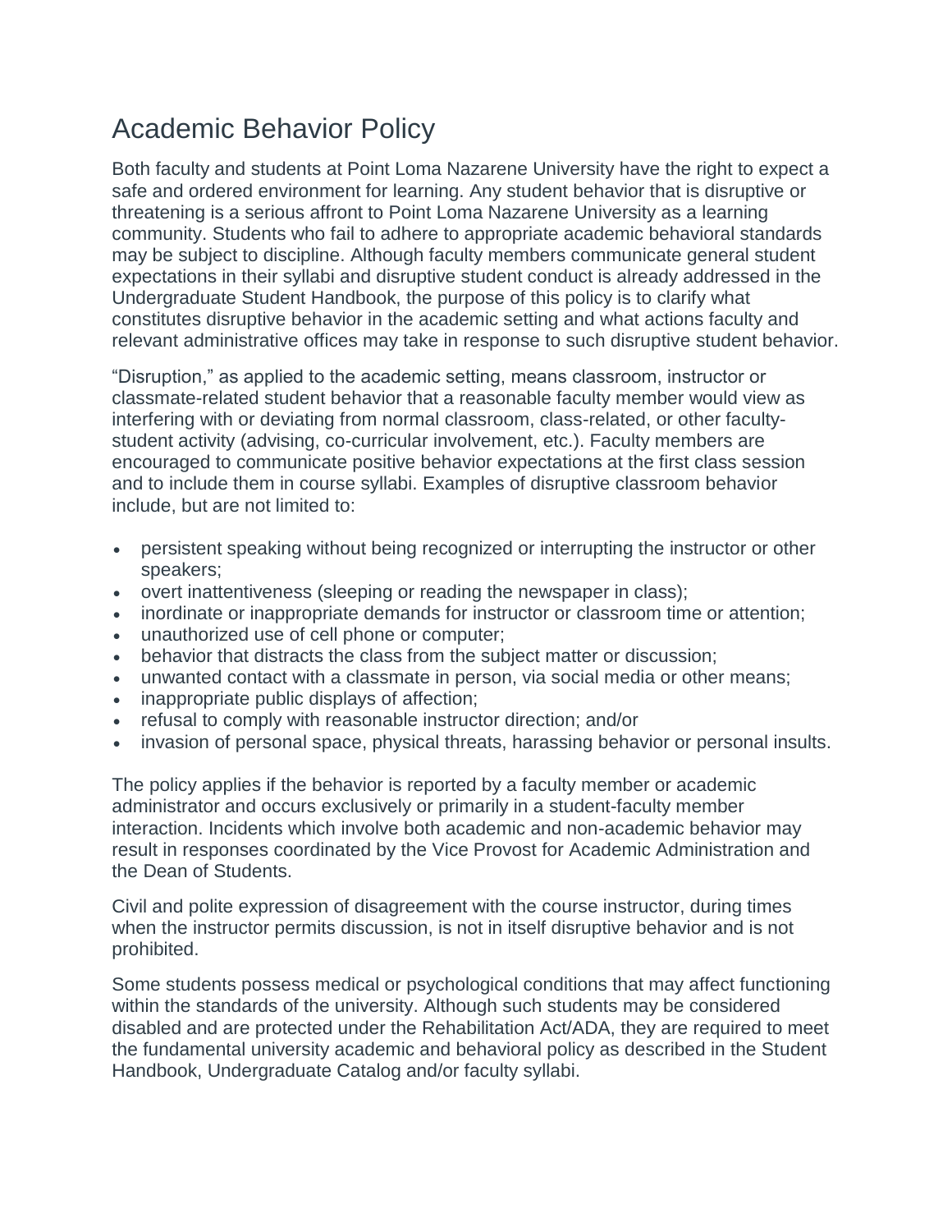# Academic Behavior Policy

Both faculty and students at Point Loma Nazarene University have the right to expect a safe and ordered environment for learning. Any student behavior that is disruptive or threatening is a serious affront to Point Loma Nazarene University as a learning community. Students who fail to adhere to appropriate academic behavioral standards may be subject to discipline. Although faculty members communicate general student expectations in their syllabi and disruptive student conduct is already addressed in the Undergraduate Student Handbook, the purpose of this policy is to clarify what constitutes disruptive behavior in the academic setting and what actions faculty and relevant administrative offices may take in response to such disruptive student behavior.

"Disruption," as applied to the academic setting, means classroom, instructor or classmate-related student behavior that a reasonable faculty member would view as interfering with or deviating from normal classroom, class-related, or other faculty-student activity (advising, co-curricular involvement, etc.). Faculty members are encouraged to communicate positive behavior expectations at the first class session and to include them in course syllabi. Examples of disruptive classroom behavior include, but are not limited to:

- persistent speaking without being recognized or interrupting the instructor or other speakers;
- overt inattentiveness (sleeping or reading the newspaper in class);
- inordinate or inappropriate demands for instructor or classroom time or attention;
- unauthorized use of cell phone or computer;
- behavior that distracts the class from the subject matter or discussion;
- unwanted contact with a classmate in person, via social media or other means;
- inappropriate public displays of affection;
- refusal to comply with reasonable instructor direction; and/or
- invasion of personal space, physical threats, harassing behavior or personal insults.

The policy applies if the behavior is reported by a faculty member or academic administrator and occurs exclusively or primarily in a student-faculty member interaction. Incidents which involve both academic and non-academic behavior may result in responses coordinated by the Vice Provost for Academic Administration and the Dean of Students.

Civil and polite expression of disagreement with the course instructor, during times when the instructor permits discussion, is not in itself disruptive behavior and is not prohibited.

Some students possess medical or psychological conditions that may affect functioning within the standards of the university. Although such students may be considered disabled and are protected under the Rehabilitation Act/ADA, they are required to meet the fundamental university academic and behavioral policy as described in the Student Handbook, Undergraduate Catalog and/or faculty syllabi.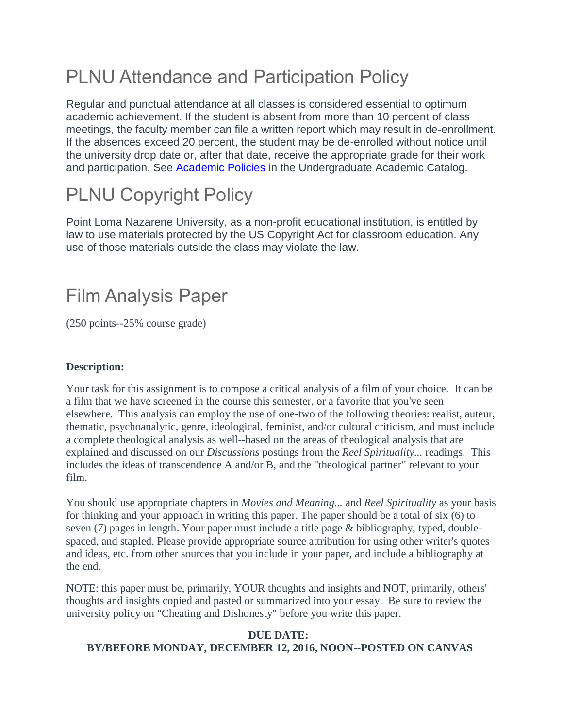# PLNU Attendance and Participation Policy

Regular and punctual attendance at all classes is considered essential to optimum academic achievement. If the student is absent from more than 10 percent of class meetings, the faculty member can file a written report which may result in de-enrollment. If the absences exceed 20 percent, the student may be de-enrolled without notice until the university drop date or, after that date, receive the appropriate grade for their work and participation. See Academic Policies in the Undergraduate Academic Catalog.

# PLNU Copyright Policy

Point Loma Nazarene University, as a non-profit educational institution, is entitled by law to use materials protected by the US Copyright Act for classroom education. Any use of those materials outside the class may violate the law.

# Film Analysis Paper

(250 points--25% course grade)

**Description:**

Your task for this assignment is to compose a critical analysis of a film of your choice. It can be a film that we have screened in the course this semester, or a favorite that you've seen elsewhere. This analysis can employ the use of one-two of the following theories: realist, auteur, thematic, psychoanalytic, genre, ideological, feminist, and/or cultural criticism, and must include a complete theological analysis as well--based on the areas of theological analysis that are explained and discussed on our *Discussions* postings from the *Reel Spirituality...* readings. This includes the ideas of transcendence A and/or B, and the "theological partner" relevant to your film.

You should use appropriate chapters in *Movies and Meaning...* and *Reel Spirituality* as your basis for thinking and your approach in writing this paper. The paper should be a total of six (6) to seven (7) pages in length. Your paper must include a title page & bibliography, typed, double-spaced, and stapled. Please provide appropriate source attribution for using other writer's quotes and ideas, etc. from other sources that you include in your paper, and include a bibliography at the end.

NOTE: this paper must be, primarily, YOUR thoughts and insights and NOT, primarily, others' thoughts and insights copied and pasted or summarized into your essay. Be sure to review the university policy on "Cheating and Dishonesty" before you write this paper.

**DUE DATE:**
**BY/BEFORE MONDAY, DECEMBER 12, 2016, NOON--POSTED ON CANVAS**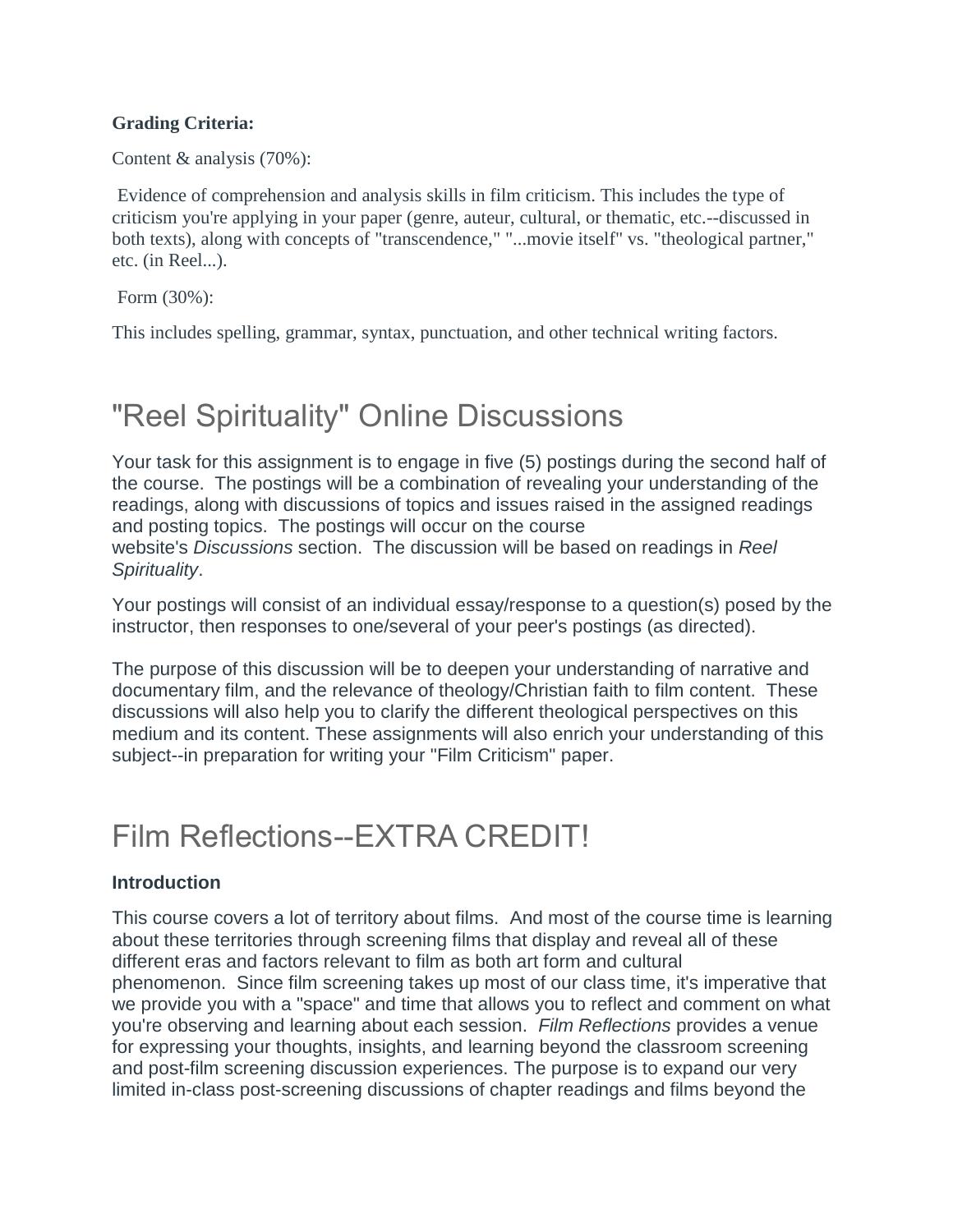**Grading Criteria:**

Content & analysis (70%):

Evidence of comprehension and analysis skills in film criticism. This includes the type of criticism you're applying in your paper (genre, auteur, cultural, or thematic, etc.--discussed in both texts), along with concepts of "transcendence," "...movie itself" vs. "theological partner," etc. (in Reel...).

Form (30%):

This includes spelling, grammar, syntax, punctuation, and other technical writing factors.

# "Reel Spirituality" Online Discussions

Your task for this assignment is to engage in five (5) postings during the second half of the course. The postings will be a combination of revealing your understanding of the readings, along with discussions of topics and issues raised in the assigned readings and posting topics. The postings will occur on the course website's *Discussions* section. The discussion will be based on readings in *Reel Spirituality*.

Your postings will consist of an individual essay/response to a question(s) posed by the instructor, then responses to one/several of your peer's postings (as directed).

The purpose of this discussion will be to deepen your understanding of narrative and documentary film, and the relevance of theology/Christian faith to film content. These discussions will also help you to clarify the different theological perspectives on this medium and its content. These assignments will also enrich your understanding of this subject--in preparation for writing your "Film Criticism" paper.

# Film Reflections--EXTRA CREDIT!

**Introduction**

This course covers a lot of territory about films. And most of the course time is learning about these territories through screening films that display and reveal all of these different eras and factors relevant to film as both art form and cultural phenomenon. Since film screening takes up most of our class time, it's imperative that we provide you with a "space" and time that allows you to reflect and comment on what you're observing and learning about each session. *Film Reflections* provides a venue for expressing your thoughts, insights, and learning beyond the classroom screening and post-film screening discussion experiences. The purpose is to expand our very limited in-class post-screening discussions of chapter readings and films beyond the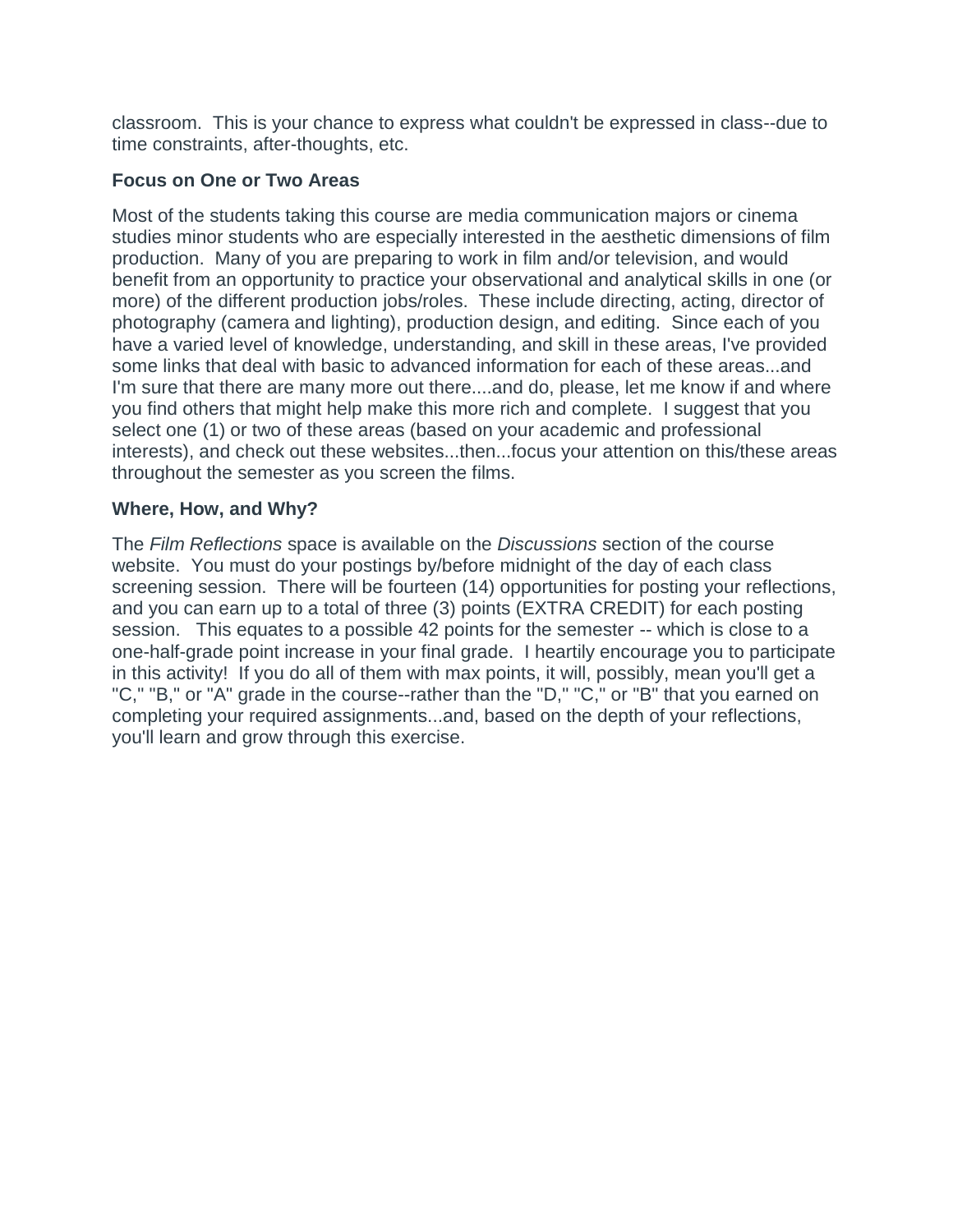classroom.  This is your chance to express what couldn't be expressed in class--due to time constraints, after-thoughts, etc.

**Focus on One or Two Areas**

Most of the students taking this course are media communication majors or cinema studies minor students who are especially interested in the aesthetic dimensions of film production.  Many of you are preparing to work in film and/or television, and would benefit from an opportunity to practice your observational and analytical skills in one (or more) of the different production jobs/roles.  These include directing, acting, director of photography (camera and lighting), production design, and editing.  Since each of you have a varied level of knowledge, understanding, and skill in these areas, I've provided some links that deal with basic to advanced information for each of these areas...and I'm sure that there are many more out there....and do, please, let me know if and where you find others that might help make this more rich and complete.  I suggest that you select one (1) or two of these areas (based on your academic and professional interests), and check out these websites...then...focus your attention on this/these areas throughout the semester as you screen the films.

**Where, How, and Why?**

The *Film Reflections* space is available on the *Discussions* section of the course website.  You must do your postings by/before midnight of the day of each class screening session.  There will be fourteen (14) opportunities for posting your reflections, and you can earn up to a total of three (3) points (EXTRA CREDIT) for each posting session.   This equates to a possible 42 points for the semester -- which is close to a one-half-grade point increase in your final grade.  I heartily encourage you to participate in this activity!  If you do all of them with max points, it will, possibly, mean you'll get a "C," "B," or "A" grade in the course--rather than the "D," "C," or "B" that you earned on completing your required assignments...and, based on the depth of your reflections, you'll learn and grow through this exercise.